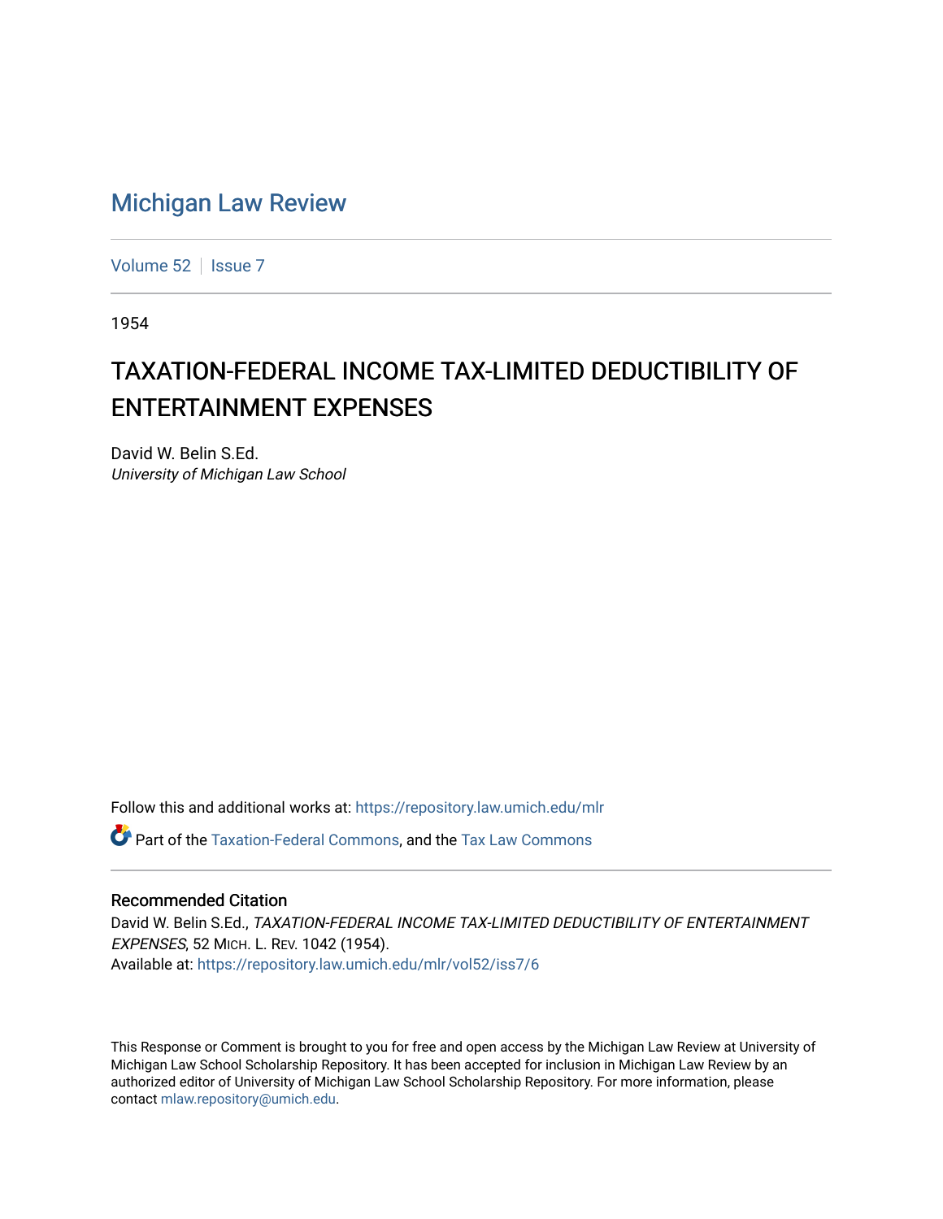# Michigan Law Review

Volume 52 | Issue 7

1954

## TAXATION-FEDERAL INCOME TAX-LIMITED DEDUCTIBILITY OF ENTERTAINMENT EXPENSES

David W. Belin S.Ed.
*University of Michigan Law School*

Follow this and additional works at: https://repository.law.umich.edu/mlr

Part of the Taxation-Federal Commons, and the Tax Law Commons

### Recommended Citation

David W. Belin S.Ed., *TAXATION-FEDERAL INCOME TAX-LIMITED DEDUCTIBILITY OF ENTERTAINMENT EXPENSES*, 52 MICH. L. REV. 1042 (1954).
Available at: https://repository.law.umich.edu/mlr/vol52/iss7/6

This Response or Comment is brought to you for free and open access by the Michigan Law Review at University of Michigan Law School Scholarship Repository. It has been accepted for inclusion in Michigan Law Review by an authorized editor of University of Michigan Law School Scholarship Repository. For more information, please contact mlaw.repository@umich.edu.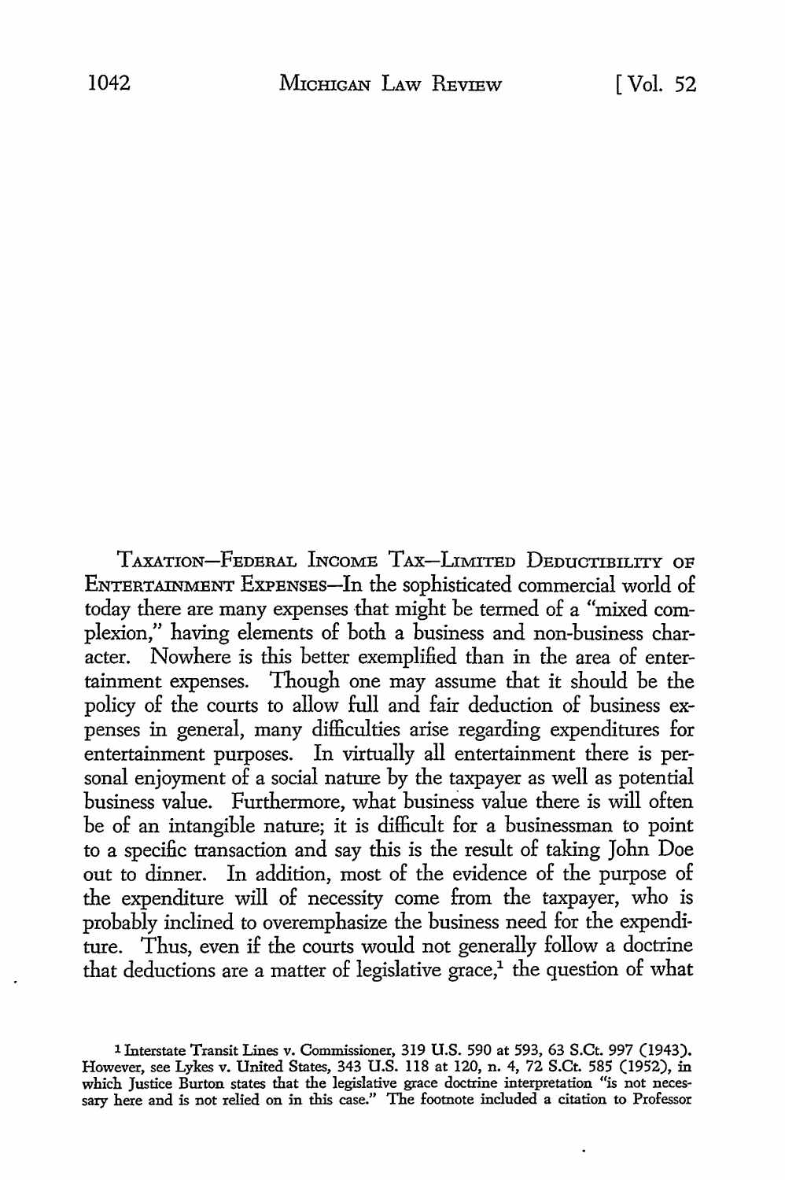Taxation—Federal Income Tax—Limited Deductibility of Entertainment Expenses—In the sophisticated commercial world of today there are many expenses that might be termed of a "mixed complexion," having elements of both a business and non-business character. Nowhere is this better exemplified than in the area of entertainment expenses. Though one may assume that it should be the policy of the courts to allow full and fair deduction of business expenses in general, many difficulties arise regarding expenditures for entertainment purposes. In virtually all entertainment there is personal enjoyment of a social nature by the taxpayer as well as potential business value. Furthermore, what business value there is will often be of an intangible nature; it is difficult for a businessman to point to a specific transaction and say this is the result of taking John Doe out to dinner. In addition, most of the evidence of the purpose of the expenditure will of necessity come from the taxpayer, who is probably inclined to overemphasize the business need for the expenditure. Thus, even if the courts would not generally follow a doctrine that deductions are a matter of legislative grace,[1] the question of what

[1] Interstate Transit Lines v. Commissioner, 319 U.S. 590 at 593, 63 S.Ct. 997 (1943). However, see Lykes v. United States, 343 U.S. 118 at 120, n. 4, 72 S.Ct. 585 (1952), in which Justice Burton states that the legislative grace doctrine interpretation "is not necessary here and is not relied on in this case." The footnote included a citation to Professor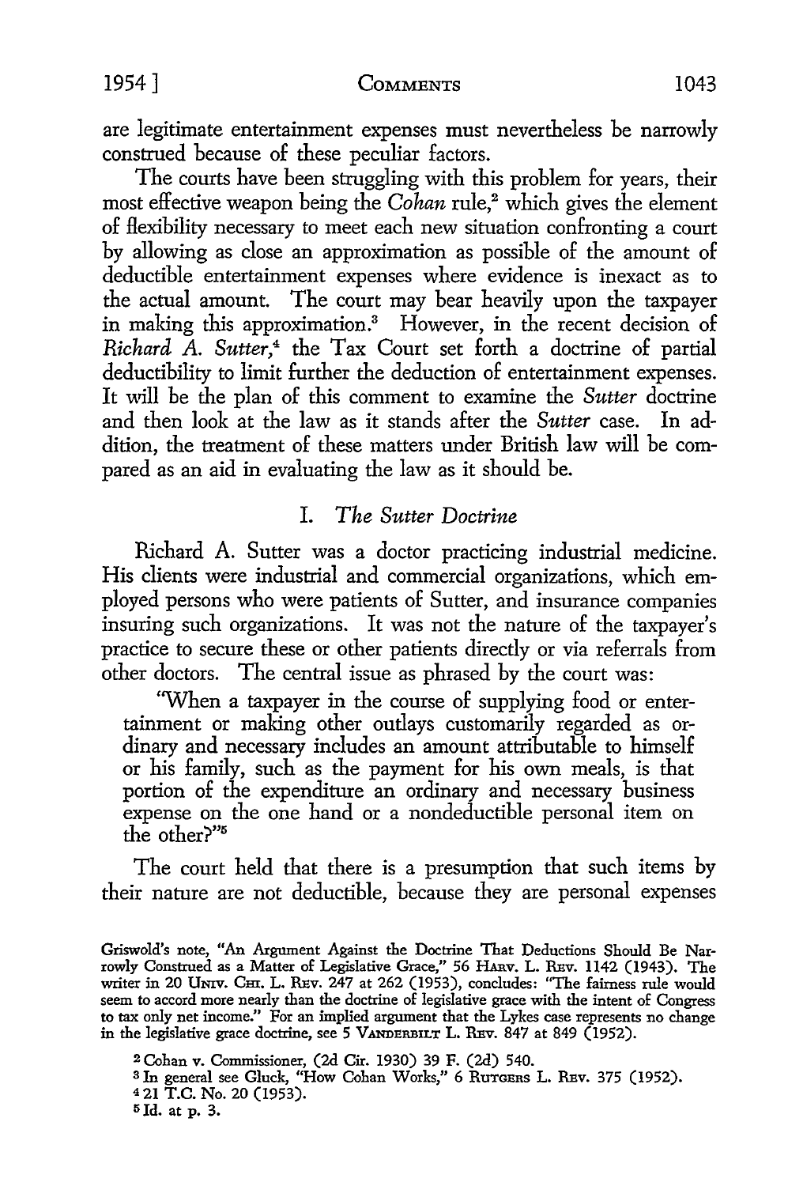are legitimate entertainment expenses must nevertheless be narrowly construed because of these peculiar factors.

The courts have been struggling with this problem for years, their most effective weapon being the *Cohan* rule,[2] which gives the element of flexibility necessary to meet each new situation confronting a court by allowing as close an approximation as possible of the amount of deductible entertainment expenses where evidence is inexact as to the actual amount. The court may bear heavily upon the taxpayer in making this approximation.[3] However, in the recent decision of *Richard A. Sutter*,[4] the Tax Court set forth a doctrine of partial deductibility to limit further the deduction of entertainment expenses. It will be the plan of this comment to examine the *Sutter* doctrine and then look at the law as it stands after the *Sutter* case. In addition, the treatment of these matters under British law will be compared as an aid in evaluating the law as it should be.

## I. *The Sutter Doctrine*

Richard A. Sutter was a doctor practicing industrial medicine. His clients were industrial and commercial organizations, which employed persons who were patients of Sutter, and insurance companies insuring such organizations. It was not the nature of the taxpayer's practice to secure these or other patients directly or via referrals from other doctors. The central issue as phrased by the court was:

> "When a taxpayer in the course of supplying food or entertainment or making other outlays customarily regarded as ordinary and necessary includes an amount attributable to himself or his family, such as the payment for his own meals, is that portion of the expenditure an ordinary and necessary business expense on the one hand or a nondeductible personal item on the other?"[5]

The court held that there is a presumption that such items by their nature are not deductible, because they are personal expenses

---

Griswold's note, "An Argument Against the Doctrine That Deductions Should Be Narrowly Construed as a Matter of Legislative Grace," 56 HARV. L. REV. 1142 (1943). The writer in 20 UNIV. CHI. L. REV. 247 at 262 (1953), concludes: "The fairness rule would seem to accord more nearly than the doctrine of legislative grace with the intent of Congress to tax only net income." For an implied argument that the Lykes case represents no change in the legislative grace doctrine, see 5 VANDERBILT L. REV. 847 at 849 (1952).

[2] Cohan v. Commissioner, (2d Cir. 1930) 39 F. (2d) 540.

[3] In general see Gluck, "How Cohan Works," 6 RUTGERS L. REV. 375 (1952).

[4] 21 T.C. No. 20 (1953).

[5] Id. at p. 3.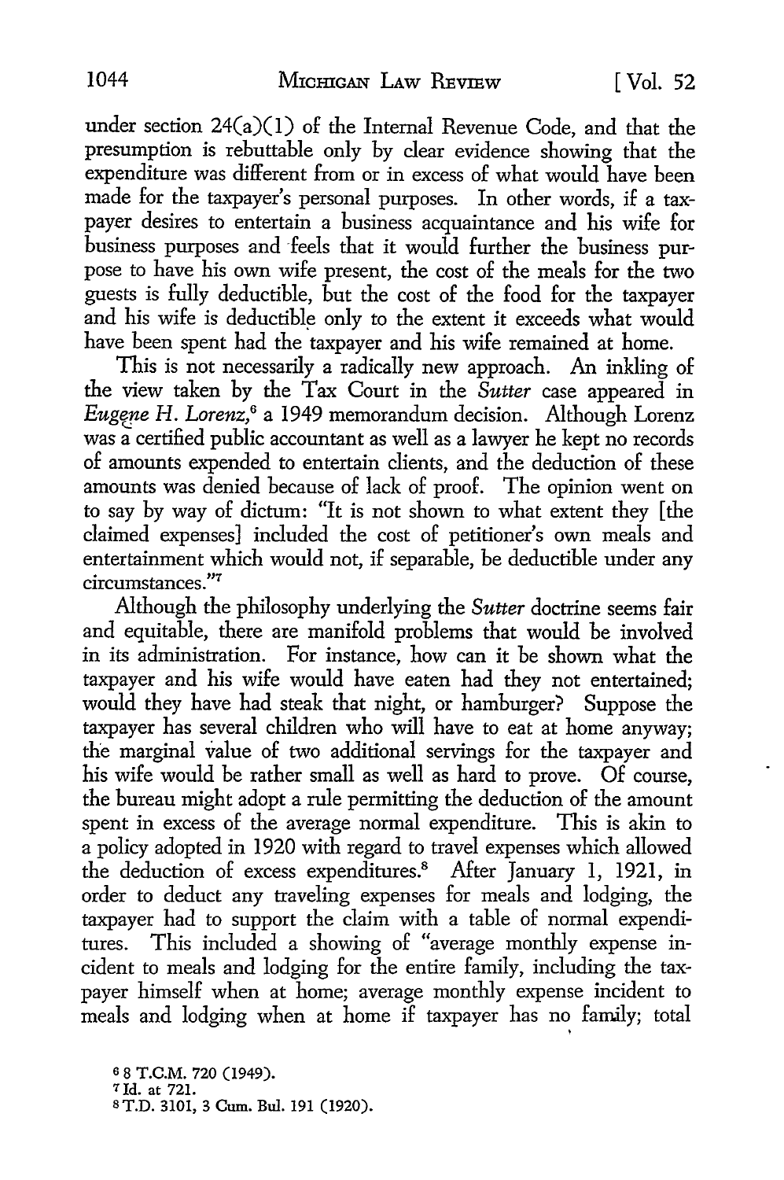under section 24(a)(1) of the Internal Revenue Code, and that the presumption is rebuttable only by clear evidence showing that the expenditure was different from or in excess of what would have been made for the taxpayer's personal purposes. In other words, if a taxpayer desires to entertain a business acquaintance and his wife for business purposes and feels that it would further the business purpose to have his own wife present, the cost of the meals for the two guests is fully deductible, but the cost of the food for the taxpayer and his wife is deductible only to the extent it exceeds what would have been spent had the taxpayer and his wife remained at home.

This is not necessarily a radically new approach. An inkling of the view taken by the Tax Court in the *Sutter* case appeared in *Eugene H. Lorenz*,[6] a 1949 memorandum decision. Although Lorenz was a certified public accountant as well as a lawyer he kept no records of amounts expended to entertain clients, and the deduction of these amounts was denied because of lack of proof. The opinion went on to say by way of dictum: "It is not shown to what extent they [the claimed expenses] included the cost of petitioner's own meals and entertainment which would not, if separable, be deductible under any circumstances."[7]

Although the philosophy underlying the *Sutter* doctrine seems fair and equitable, there are manifold problems that would be involved in its administration. For instance, how can it be shown what the taxpayer and his wife would have eaten had they not entertained; would they have had steak that night, or hamburger? Suppose the taxpayer has several children who will have to eat at home anyway; the marginal value of two additional servings for the taxpayer and his wife would be rather small as well as hard to prove. Of course, the bureau might adopt a rule permitting the deduction of the amount spent in excess of the average normal expenditure. This is akin to a policy adopted in 1920 with regard to travel expenses which allowed the deduction of excess expenditures.[8] After January 1, 1921, in order to deduct any traveling expenses for meals and lodging, the taxpayer had to support the claim with a table of normal expenditures. This included a showing of "average monthly expense incident to meals and lodging for the entire family, including the taxpayer himself when at home; average monthly expense incident to meals and lodging when at home if taxpayer has no family; total

[6] 8 T.C.M. 720 (1949).

[7] Id. at 721.

[8] T.D. 3101, 3 Cum. Bul. 191 (1920).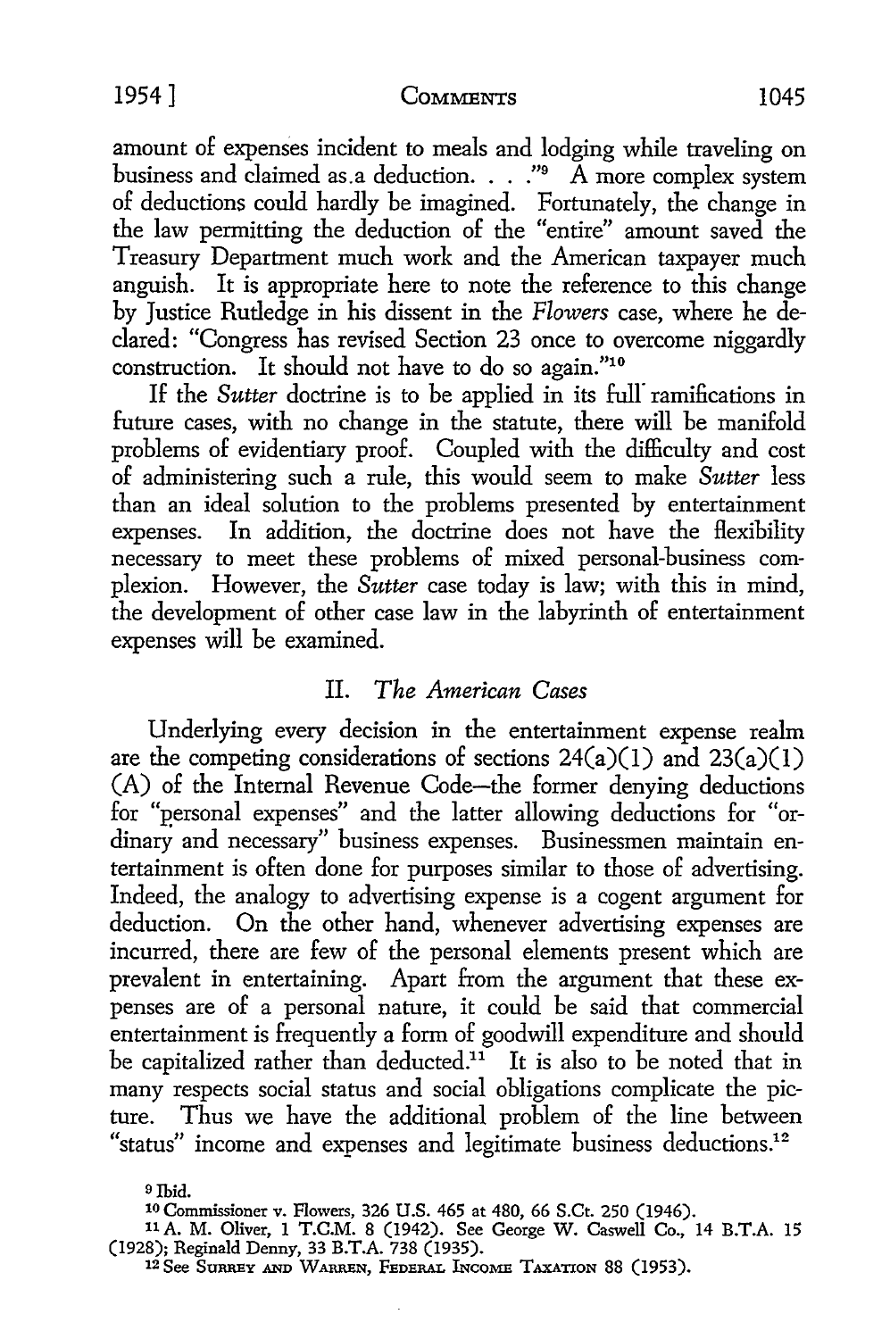amount of expenses incident to meals and lodging while traveling on business and claimed as a deduction. . . ."[9] A more complex system of deductions could hardly be imagined. Fortunately, the change in the law permitting the deduction of the "entire" amount saved the Treasury Department much work and the American taxpayer much anguish. It is appropriate here to note the reference to this change by Justice Rutledge in his dissent in the *Flowers* case, where he declared: "Congress has revised Section 23 once to overcome niggardly construction. It should not have to do so again."[10]

If the *Sutter* doctrine is to be applied in its full ramifications in future cases, with no change in the statute, there will be manifold problems of evidentiary proof. Coupled with the difficulty and cost of administering such a rule, this would seem to make *Sutter* less than an ideal solution to the problems presented by entertainment expenses. In addition, the doctrine does not have the flexibility necessary to meet these problems of mixed personal-business complexion. However, the *Sutter* case today is law; with this in mind, the development of other case law in the labyrinth of entertainment expenses will be examined.

## II. *The American Cases*

Underlying every decision in the entertainment expense realm are the competing considerations of sections 24(a)(1) and 23(a)(1)(A) of the Internal Revenue Code—the former denying deductions for "personal expenses" and the latter allowing deductions for "ordinary and necessary" business expenses. Businessmen maintain entertainment is often done for purposes similar to those of advertising. Indeed, the analogy to advertising expense is a cogent argument for deduction. On the other hand, whenever advertising expenses are incurred, there are few of the personal elements present which are prevalent in entertaining. Apart from the argument that these expenses are of a personal nature, it could be said that commercial entertainment is frequently a form of goodwill expenditure and should be capitalized rather than deducted.[11] It is also to be noted that in many respects social status and social obligations complicate the picture. Thus we have the additional problem of the line between "status" income and expenses and legitimate business deductions.[12]

---

[9] Ibid.

[10] Commissioner v. Flowers, 326 U.S. 465 at 480, 66 S.Ct. 250 (1946).

[11] A. M. Oliver, 1 T.C.M. 8 (1942). See George W. Caswell Co., 14 B.T.A. 15 (1928); Reginald Denny, 33 B.T.A. 738 (1935).

[12] See SURREY AND WARREN, FEDERAL INCOME TAXATION 88 (1953).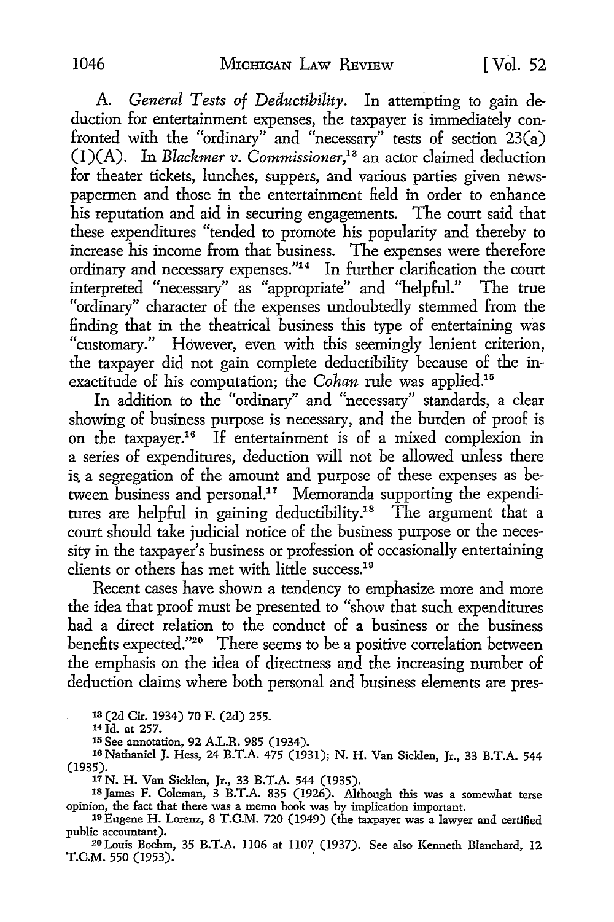A. *General Tests of Deductibility.* In attempting to gain deduction for entertainment expenses, the taxpayer is immediately confronted with the "ordinary" and "necessary" tests of section 23(a)(1)(A). In *Blackmer v. Commissioner*,[13] an actor claimed deduction for theater tickets, lunches, suppers, and various parties given newspapermen and those in the entertainment field in order to enhance his reputation and aid in securing engagements. The court said that these expenditures "tended to promote his popularity and thereby to increase his income from that business. The expenses were therefore ordinary and necessary expenses."[14] In further clarification the court interpreted "necessary" as "appropriate" and "helpful." The true "ordinary" character of the expenses undoubtedly stemmed from the finding that in the theatrical business this type of entertaining was "customary." However, even with this seemingly lenient criterion, the taxpayer did not gain complete deductibility because of the inexactitude of his computation; the *Cohan* rule was applied.[15]

In addition to the "ordinary" and "necessary" standards, a clear showing of business purpose is necessary, and the burden of proof is on the taxpayer.[16] If entertainment is of a mixed complexion in a series of expenditures, deduction will not be allowed unless there is a segregation of the amount and purpose of these expenses as between business and personal.[17] Memoranda supporting the expenditures are helpful in gaining deductibility.[18] The argument that a court should take judicial notice of the business purpose or the necessity in the taxpayer's business or profession of occasionally entertaining clients or others has met with little success.[19]

Recent cases have shown a tendency to emphasize more and more the idea that proof must be presented to "show that such expenditures had a direct relation to the conduct of a business or the business benefits expected."[20] There seems to be a positive correlation between the emphasis on the idea of directness and the increasing number of deduction claims where both personal and business elements are pres-

---

[13] (2d Cir. 1934) 70 F. (2d) 255.

[14] Id. at 257.

[15] See annotation, 92 A.L.R. 985 (1934).

[16] Nathaniel J. Hess, 24 B.T.A. 475 (1931); N. H. Van Sicklen, Jr., 33 B.T.A. 544 (1935).

[17] N. H. Van Sicklen, Jr., 33 B.T.A. 544 (1935).

[18] James F. Coleman, 3 B.T.A. 835 (1926). Although this was a somewhat terse opinion, the fact that there was a memo book was by implication important.

[19] Eugene H. Lorenz, 8 T.C.M. 720 (1949) (the taxpayer was a lawyer and certified public accountant).

[20] Louis Boehm, 35 B.T.A. 1106 at 1107 (1937). See also Kenneth Blanchard, 12 T.C.M. 550 (1953).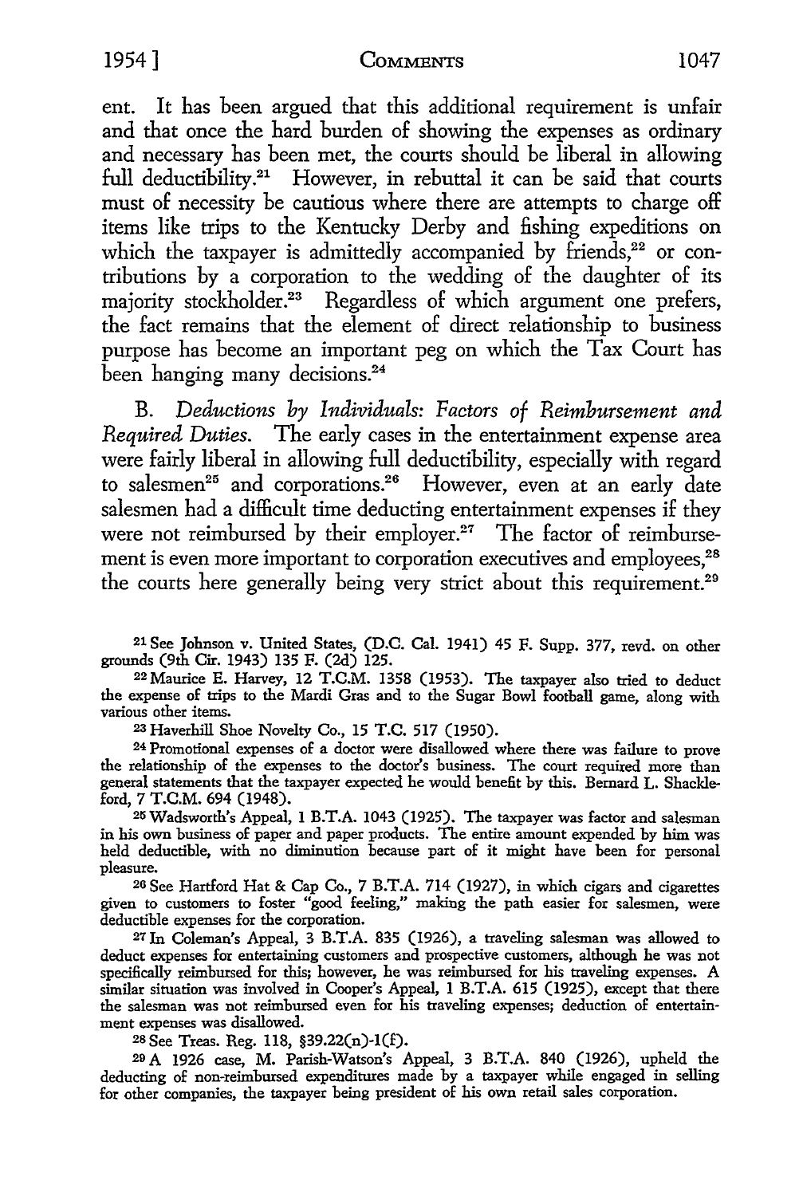ent. It has been argued that this additional requirement is unfair and that once the hard burden of showing the expenses as ordinary and necessary has been met, the courts should be liberal in allowing full deductibility.[21] However, in rebuttal it can be said that courts must of necessity be cautious where there are attempts to charge off items like trips to the Kentucky Derby and fishing expeditions on which the taxpayer is admittedly accompanied by friends,[22] or contributions by a corporation to the wedding of the daughter of its majority stockholder.[23] Regardless of which argument one prefers, the fact remains that the element of direct relationship to business purpose has become an important peg on which the Tax Court has been hanging many decisions.[24]

B. *Deductions by Individuals: Factors of Reimbursement and Required Duties.* The early cases in the entertainment expense area were fairly liberal in allowing full deductibility, especially with regard to salesmen[25] and corporations.[26] However, even at an early date salesmen had a difficult time deducting entertainment expenses if they were not reimbursed by their employer.[27] The factor of reimbursement is even more important to corporation executives and employees,[28] the courts here generally being very strict about this requirement.[29]

---

[21] See Johnson v. United States, (D.C. Cal. 1941) 45 F. Supp. 377, revd. on other grounds (9th Cir. 1943) 135 F. (2d) 125.

[22] Maurice E. Harvey, 12 T.C.M. 1358 (1953). The taxpayer also tried to deduct the expense of trips to the Mardi Gras and to the Sugar Bowl football game, along with various other items.

[23] Haverhill Shoe Novelty Co., 15 T.C. 517 (1950).

[24] Promotional expenses of a doctor were disallowed where there was failure to prove the relationship of the expenses to the doctor's business. The court required more than general statements that the taxpayer expected he would benefit by this. Bernard L. Shackleford, 7 T.C.M. 694 (1948).

[25] Wadsworth's Appeal, 1 B.T.A. 1043 (1925). The taxpayer was factor and salesman in his own business of paper and paper products. The entire amount expended by him was held deductible, with no diminution because part of it might have been for personal pleasure.

[26] See Hartford Hat & Cap Co., 7 B.T.A. 714 (1927), in which cigars and cigarettes given to customers to foster "good feeling," making the path easier for salesmen, were deductible expenses for the corporation.

[27] In Coleman's Appeal, 3 B.T.A. 835 (1926), a traveling salesman was allowed to deduct expenses for entertaining customers and prospective customers, although he was not specifically reimbursed for this; however, he was reimbursed for his traveling expenses. A similar situation was involved in Cooper's Appeal, 1 B.T.A. 615 (1925), except that there the salesman was not reimbursed even for his traveling expenses; deduction of entertainment expenses was disallowed.

[28] See Treas. Reg. 118, §39.22(n)-1(f).

[29] A 1926 case, M. Parish-Watson's Appeal, 3 B.T.A. 840 (1926), upheld the deducting of non-reimbursed expenditures made by a taxpayer while engaged in selling for other companies, the taxpayer being president of his own retail sales corporation.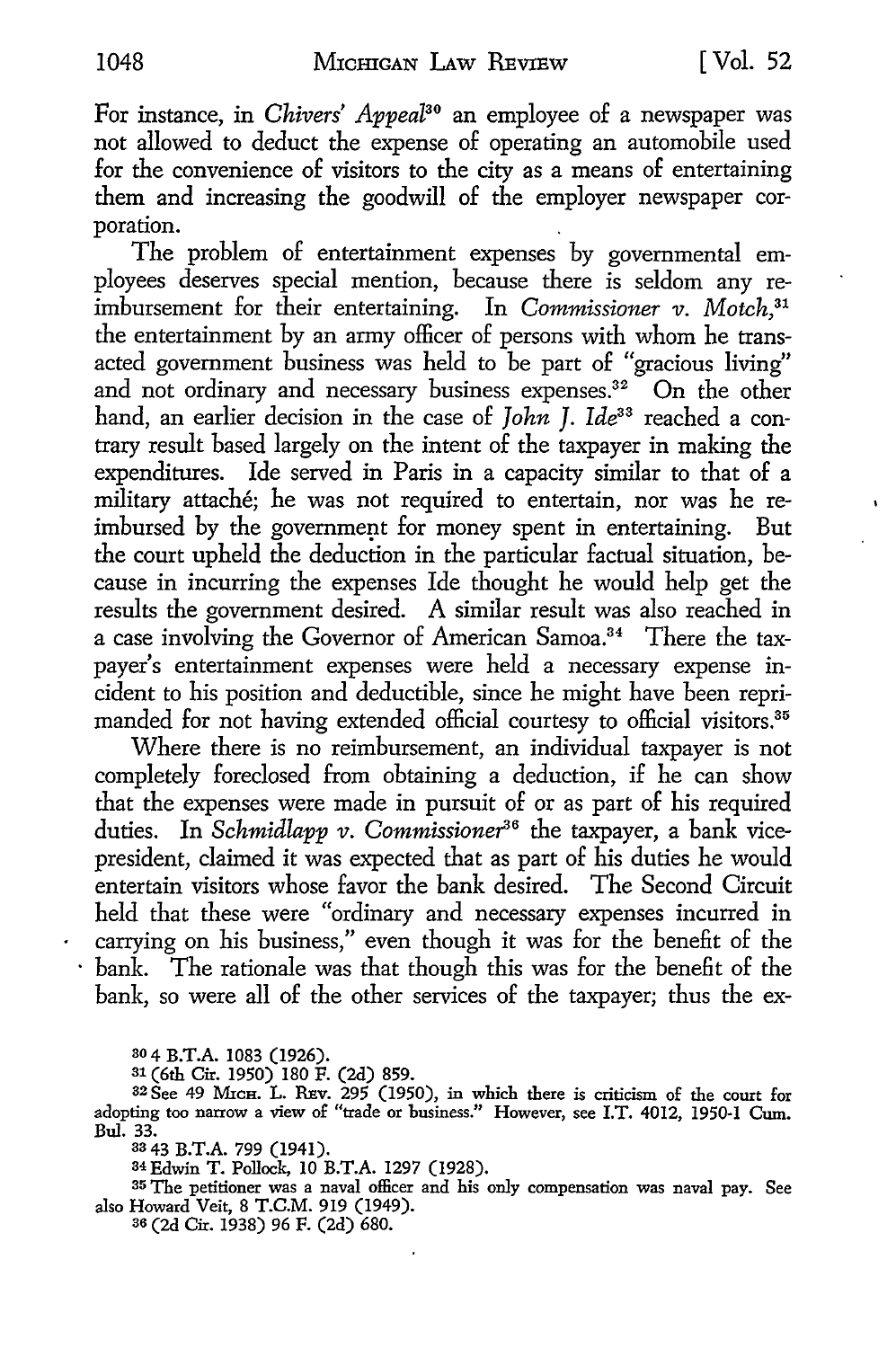For instance, in *Chivers' Appeal*[30] an employee of a newspaper was not allowed to deduct the expense of operating an automobile used for the convenience of visitors to the city as a means of entertaining them and increasing the goodwill of the employer newspaper corporation.

The problem of entertainment expenses by governmental employees deserves special mention, because there is seldom any reimbursement for their entertaining. In *Commissioner v. Motch*,[31] the entertainment by an army officer of persons with whom he transacted government business was held to be part of "gracious living" and not ordinary and necessary business expenses.[32] On the other hand, an earlier decision in the case of *John J. Ide*[33] reached a contrary result based largely on the intent of the taxpayer in making the expenditures. Ide served in Paris in a capacity similar to that of a military attaché; he was not required to entertain, nor was he reimbursed by the government for money spent in entertaining. But the court upheld the deduction in the particular factual situation, because in incurring the expenses Ide thought he would help get the results the government desired. A similar result was also reached in a case involving the Governor of American Samoa.[34] There the taxpayer's entertainment expenses were held a necessary expense incident to his position and deductible, since he might have been reprimanded for not having extended official courtesy to official visitors.[35]

Where there is no reimbursement, an individual taxpayer is not completely foreclosed from obtaining a deduction, if he can show that the expenses were made in pursuit of or as part of his required duties. In *Schmidlapp v. Commissioner*[36] the taxpayer, a bank vice-president, claimed it was expected that as part of his duties he would entertain visitors whose favor the bank desired. The Second Circuit held that these were "ordinary and necessary expenses incurred in carrying on his business," even though it was for the benefit of the bank. The rationale was that though this was for the benefit of the bank, so were all of the other services of the taxpayer; thus the ex-

---

[30] 4 B.T.A. 1083 (1926).

[31] (6th Cir. 1950) 180 F. (2d) 859.

[32] See 49 Mich. L. Rev. 295 (1950), in which there is criticism of the court for adopting too narrow a view of "trade or business." However, see I.T. 4012, 1950-1 Cum. Bul. 33.

[33] 43 B.T.A. 799 (1941).

[34] Edwin T. Pollock, 10 B.T.A. 1297 (1928).

[35] The petitioner was a naval officer and his only compensation was naval pay. See also Howard Veit, 8 T.C.M. 919 (1949).

[36] (2d Cir. 1938) 96 F. (2d) 680.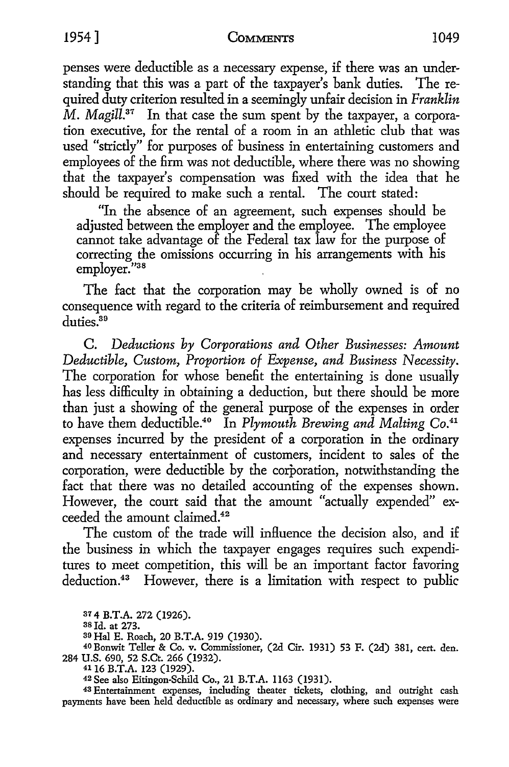penses were deductible as a necessary expense, if there was an understanding that this was a part of the taxpayer's bank duties. The required duty criterion resulted in a seemingly unfair decision in *Franklin M. Magill*.[37] In that case the sum spent by the taxpayer, a corporation executive, for the rental of a room in an athletic club that was used "strictly" for purposes of business in entertaining customers and employees of the firm was not deductible, where there was no showing that the taxpayer's compensation was fixed with the idea that he should be required to make such a rental. The court stated:

> "In the absence of an agreement, such expenses should be adjusted between the employer and the employee. The employee cannot take advantage of the Federal tax law for the purpose of correcting the omissions occurring in his arrangements with his employer."[38]

The fact that the corporation may be wholly owned is of no consequence with regard to the criteria of reimbursement and required duties.[39]

C. *Deductions by Corporations and Other Businesses: Amount Deductible, Custom, Proportion of Expense, and Business Necessity.* The corporation for whose benefit the entertaining is done usually has less difficulty in obtaining a deduction, but there should be more than just a showing of the general purpose of the expenses in order to have them deductible.[40] In *Plymouth Brewing and Malting Co.*[41] expenses incurred by the president of a corporation in the ordinary and necessary entertainment of customers, incident to sales of the corporation, were deductible by the corporation, notwithstanding the fact that there was no detailed accounting of the expenses shown. However, the court said that the amount "actually expended" exceeded the amount claimed.[42]

The custom of the trade will influence the decision also, and if the business in which the taxpayer engages requires such expenditures to meet competition, this will be an important factor favoring deduction.[43] However, there is a limitation with respect to public

[37] 4 B.T.A. 272 (1926).

[38] Id. at 273.

[39] Hal E. Roach, 20 B.T.A. 919 (1930).

[40] Bonwit Teller & Co. v. Commissioner, (2d Cir. 1931) 53 F. (2d) 381, cert. den. 284 U.S. 690, 52 S.Ct. 266 (1932).

[41] 16 B.T.A. 123 (1929).

[42] See also Eitingon-Schild Co., 21 B.T.A. 1163 (1931).

[43] Entertainment expenses, including theater tickets, clothing, and outright cash payments have been held deductible as ordinary and necessary, where such expenses were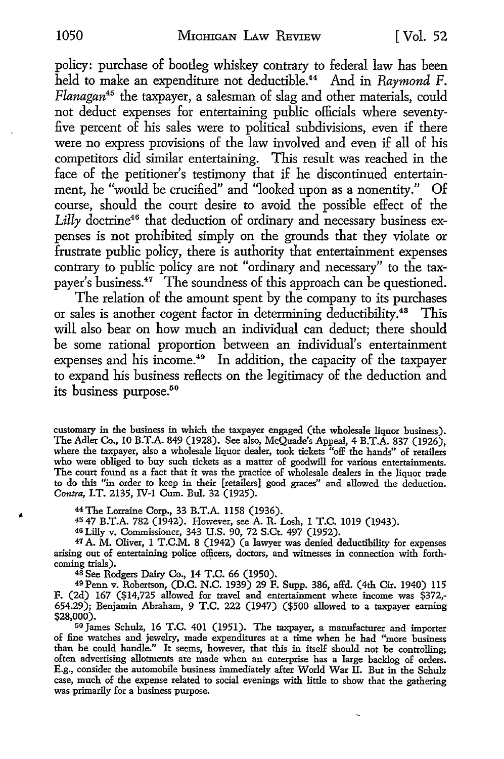policy: purchase of bootleg whiskey contrary to federal law has been held to make an expenditure not deductible.[44] And in *Raymond F. Flanagan*[45] the taxpayer, a salesman of slag and other materials, could not deduct expenses for entertaining public officials where seventy-five percent of his sales were to political subdivisions, even if there were no express provisions of the law involved and even if all of his competitors did similar entertaining. This result was reached in the face of the petitioner's testimony that if he discontinued entertainment, he "would be crucified" and "looked upon as a nonentity." Of course, should the court desire to avoid the possible effect of the *Lilly* doctrine[46] that deduction of ordinary and necessary business expenses is not prohibited simply on the grounds that they violate or frustrate public policy, there is authority that entertainment expenses contrary to public policy are not "ordinary and necessary" to the taxpayer's business.[47] The soundness of this approach can be questioned.

The relation of the amount spent by the company to its purchases or sales is another cogent factor in determining deductibility.[48] This will also bear on how much an individual can deduct; there should be some rational proportion between an individual's entertainment expenses and his income.[49] In addition, the capacity of the taxpayer to expand his business reflects on the legitimacy of the deduction and its business purpose.[50]

---

customary in the business in which the taxpayer engaged (the wholesale liquor business). The Adler Co., 10 B.T.A. 849 (1928). See also, McQuade's Appeal, 4 B.T.A. 837 (1926), where the taxpayer, also a wholesale liquor dealer, took tickets "off the hands" of retailers who were obliged to buy such tickets as a matter of goodwill for various entertainments. The court found as a fact that it was the practice of wholesale dealers in the liquor trade to do this "in order to keep in their [retailers] good graces" and allowed the deduction. *Contra*, I.T. 2135, IV-1 Cum. Bul. 32 (1925).

[44] The Lorraine Corp., 33 B.T.A. 1158 (1936).

[45] 47 B.T.A. 782 (1942). However, see A. R. Losh, 1 T.C. 1019 (1943).

[46] Lilly v. Commissioner, 343 U.S. 90, 72 S.Ct. 497 (1952).

[47] A. M. Oliver, 1 T.C.M. 8 (1942) (a lawyer was denied deductibility for expenses arising out of entertaining police officers, doctors, and witnesses in connection with forthcoming trials).

[48] See Rodgers Dairy Co., 14 T.C. 66 (1950).

[49] Penn v. Robertson, (D.C. N.C. 1939) 29 F. Supp. 386, affd. (4th Cir. 1940) 115 F. (2d) 167 ($14,725 allowed for travel and entertainment where income was $372,-654.29); Benjamin Abraham, 9 T.C. 222 (1947) ($500 allowed to a taxpayer earning $28,000).

[50] James Schulz, 16 T.C. 401 (1951). The taxpayer, a manufacturer and importer of fine watches and jewelry, made expenditures at a time when he had "more business than he could handle." It seems, however, that this in itself should not be controlling; often advertising allotments are made when an enterprise has a large backlog of orders. E.g., consider the automobile business immediately after World War II. But in the Schulz case, much of the expense related to social evenings with little to show that the gathering was primarily for a business purpose.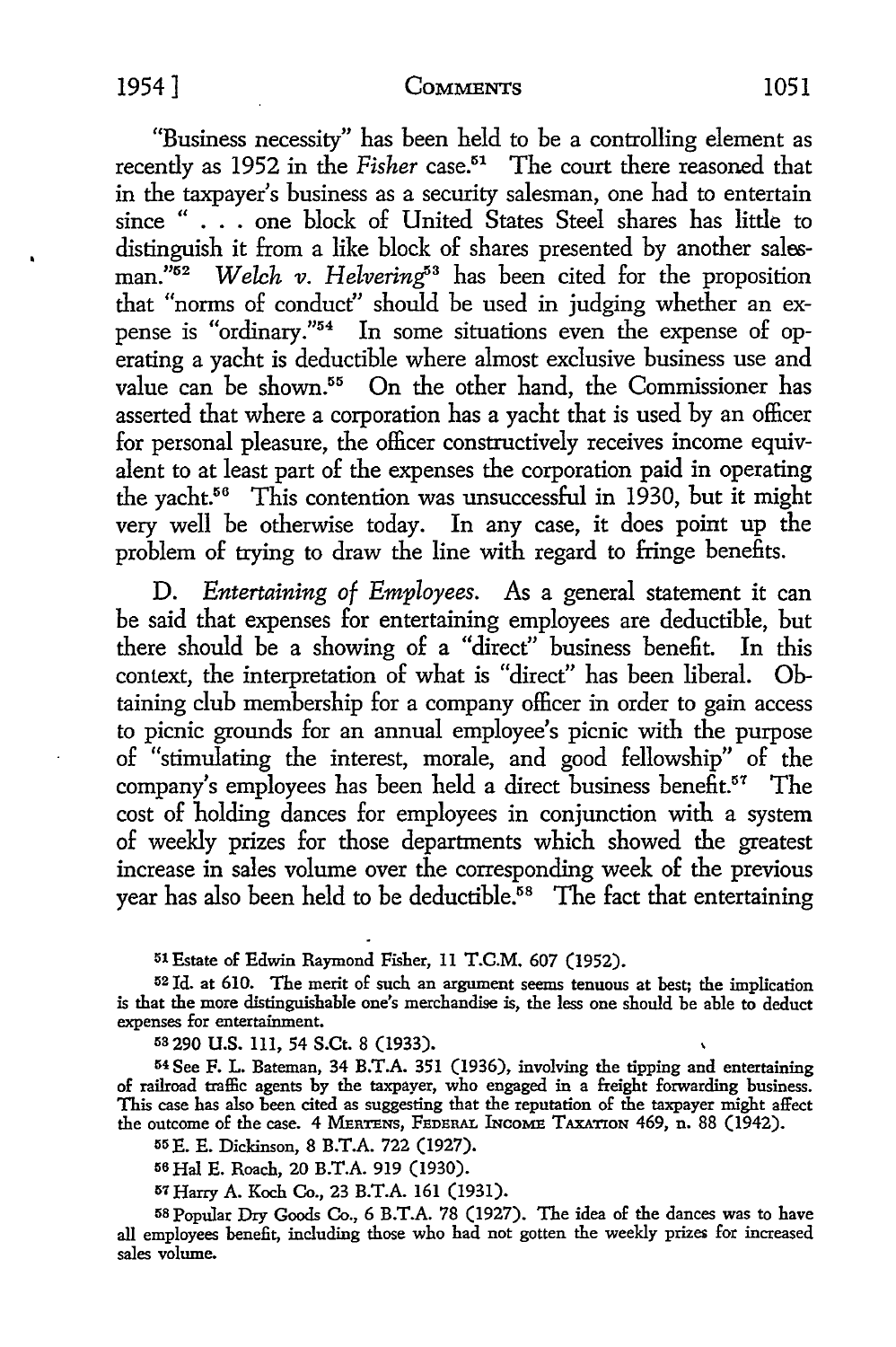"Business necessity" has been held to be a controlling element as recently as 1952 in the *Fisher* case.[51] The court there reasoned that in the taxpayer's business as a security salesman, one had to entertain since " . . . one block of United States Steel shares has little to distinguish it from a like block of shares presented by another salesman."[52] *Welch v. Helvering*[53] has been cited for the proposition that "norms of conduct" should be used in judging whether an expense is "ordinary."[54] In some situations even the expense of operating a yacht is deductible where almost exclusive business use and value can be shown.[55] On the other hand, the Commissioner has asserted that where a corporation has a yacht that is used by an officer for personal pleasure, the officer constructively receives income equivalent to at least part of the expenses the corporation paid in operating the yacht.[56] This contention was unsuccessful in 1930, but it might very well be otherwise today. In any case, it does point up the problem of trying to draw the line with regard to fringe benefits.

D. *Entertaining of Employees.* As a general statement it can be said that expenses for entertaining employees are deductible, but there should be a showing of a "direct" business benefit. In this context, the interpretation of what is "direct" has been liberal. Obtaining club membership for a company officer in order to gain access to picnic grounds for an annual employee's picnic with the purpose of "stimulating the interest, morale, and good fellowship" of the company's employees has been held a direct business benefit.[57] The cost of holding dances for employees in conjunction with a system of weekly prizes for those departments which showed the greatest increase in sales volume over the corresponding week of the previous year has also been held to be deductible.[58] The fact that entertaining

---

[51] Estate of Edwin Raymond Fisher, 11 T.C.M. 607 (1952).

[52] Id. at 610. The merit of such an argument seems tenuous at best; the implication is that the more distinguishable one's merchandise is, the less one should be able to deduct expenses for entertainment.

[53] 290 U.S. 111, 54 S.Ct. 8 (1933).

[54] See F. L. Bateman, 34 B.T.A. 351 (1936), involving the tipping and entertaining of railroad traffic agents by the taxpayer, who engaged in a freight forwarding business. This case has also been cited as suggesting that the reputation of the taxpayer might affect the outcome of the case. 4 MERTENS, FEDERAL INCOME TAXATION 469, n. 88 (1942).

[55] E. E. Dickinson, 8 B.T.A. 722 (1927).

[56] Hal E. Roach, 20 B.T.A. 919 (1930).

[57] Harry A. Koch Co., 23 B.T.A. 161 (1931).

[58] Popular Dry Goods Co., 6 B.T.A. 78 (1927). The idea of the dances was to have all employees benefit, including those who had not gotten the weekly prizes for increased sales volume.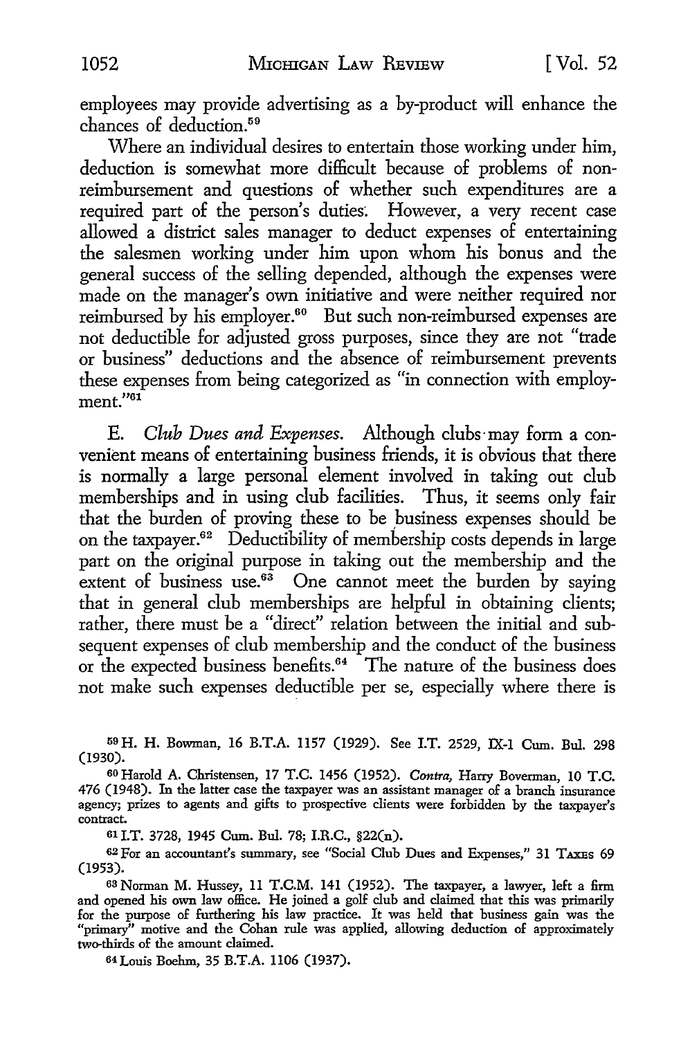employees may provide advertising as a by-product will enhance the chances of deduction.[59]

Where an individual desires to entertain those working under him, deduction is somewhat more difficult because of problems of non-reimbursement and questions of whether such expenditures are a required part of the person's duties. However, a very recent case allowed a district sales manager to deduct expenses of entertaining the salesmen working under him upon whom his bonus and the general success of the selling depended, although the expenses were made on the manager's own initiative and were neither required nor reimbursed by his employer.[60] But such non-reimbursed expenses are not deductible for adjusted gross purposes, since they are not "trade or business" deductions and the absence of reimbursement prevents these expenses from being categorized as "in connection with employment."[61]

E. *Club Dues and Expenses.* Although clubs may form a convenient means of entertaining business friends, it is obvious that there is normally a large personal element involved in taking out club memberships and in using club facilities. Thus, it seems only fair that the burden of proving these to be business expenses should be on the taxpayer.[62] Deductibility of membership costs depends in large part on the original purpose in taking out the membership and the extent of business use.[63] One cannot meet the burden by saying that in general club memberships are helpful in obtaining clients; rather, there must be a "direct" relation between the initial and subsequent expenses of club membership and the conduct of the business or the expected business benefits.[64] The nature of the business does not make such expenses deductible per se, especially where there is

---

[59] H. H. Bowman, 16 B.T.A. 1157 (1929). See I.T. 2529, IX-1 Cum. Bul. 298 (1930).

[60] Harold A. Christensen, 17 T.C. 1456 (1952). *Contra,* Harry Boverman, 10 T.C. 476 (1948). In the latter case the taxpayer was an assistant manager of a branch insurance agency; prizes to agents and gifts to prospective clients were forbidden by the taxpayer's contract.

[61] I.T. 3728, 1945 Cum. Bul. 78; I.R.C., §22(n).

[62] For an accountant's summary, see "Social Club Dues and Expenses," 31 TAXES 69 (1953).

[63] Norman M. Hussey, 11 T.C.M. 141 (1952). The taxpayer, a lawyer, left a firm and opened his own law office. He joined a golf club and claimed that this was primarily for the purpose of furthering his law practice. It was held that business gain was the "primary" motive and the Cohan rule was applied, allowing deduction of approximately two-thirds of the amount claimed.

[64] Louis Boehm, 35 B.T.A. 1106 (1937).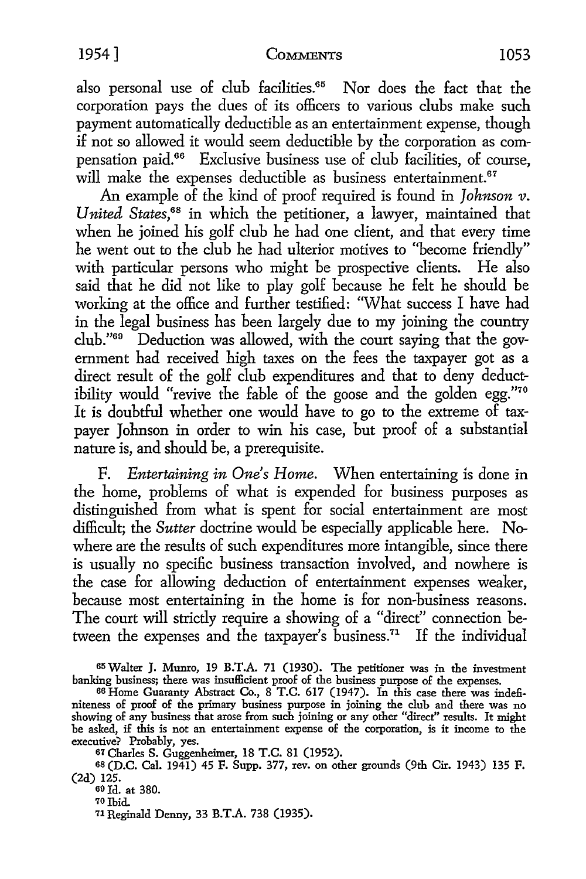also personal use of club facilities.[65] Nor does the fact that the corporation pays the dues of its officers to various clubs make such payment automatically deductible as an entertainment expense, though if not so allowed it would seem deductible by the corporation as compensation paid.[66] Exclusive business use of club facilities, of course, will make the expenses deductible as business entertainment.[67]

An example of the kind of proof required is found in *Johnson v. United States*,[68] in which the petitioner, a lawyer, maintained that when he joined his golf club he had one client, and that every time he went out to the club he had ulterior motives to "become friendly" with particular persons who might be prospective clients. He also said that he did not like to play golf because he felt he should be working at the office and further testified: "What success I have had in the legal business has been largely due to my joining the country club."[69] Deduction was allowed, with the court saying that the government had received high taxes on the fees the taxpayer got as a direct result of the golf club expenditures and that to deny deductibility would "revive the fable of the goose and the golden egg."[70] It is doubtful whether one would have to go to the extreme of taxpayer Johnson in order to win his case, but proof of a substantial nature is, and should be, a prerequisite.

F. *Entertaining in One's Home.* When entertaining is done in the home, problems of what is expended for business purposes as distinguished from what is spent for social entertainment are most difficult; the *Sutter* doctrine would be especially applicable here. Nowhere are the results of such expenditures more intangible, since there is usually no specific business transaction involved, and nowhere is the case for allowing deduction of entertainment expenses weaker, because most entertaining in the home is for non-business reasons. The court will strictly require a showing of a "direct" connection between the expenses and the taxpayer's business.[71] If the individual

---

[65] Walter J. Munro, 19 B.T.A. 71 (1930). The petitioner was in the investment banking business; there was insufficient proof of the business purpose of the expenses.

[66] Home Guaranty Abstract Co., 8 T.C. 617 (1947). In this case there was indefiniteness of proof of the primary business purpose in joining the club and there was no showing of any business that arose from such joining or any other "direct" results. It might be asked, if this is not an entertainment expense of the corporation, is it income to the executive? Probably, yes.

[67] Charles S. Guggenheimer, 18 T.C. 81 (1952).

[68] (D.C. Cal. 1941) 45 F. Supp. 377, rev. on other grounds (9th Cir. 1943) 135 F. (2d) 125.

[69] Id. at 380.

[70] Ibid.

[71] Reginald Denny, 33 B.T.A. 738 (1935).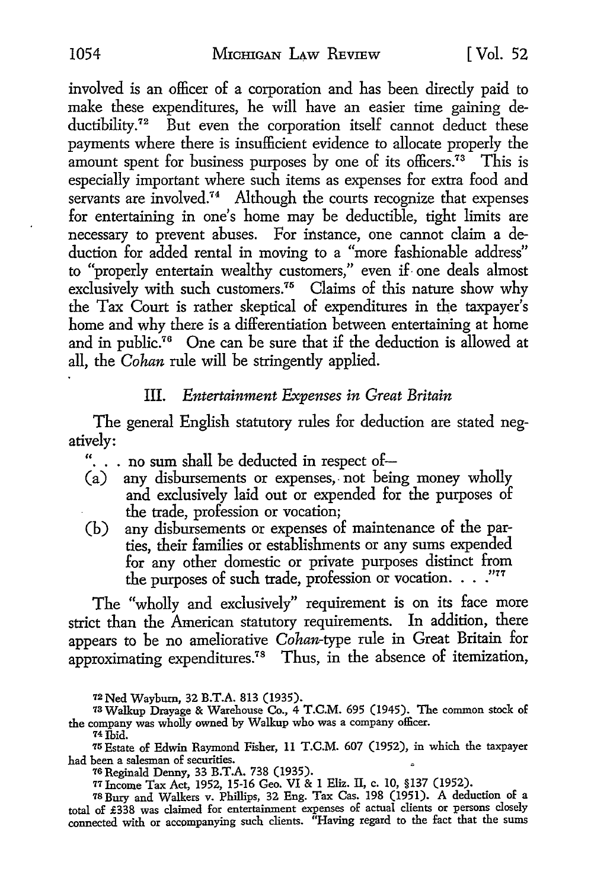involved is an officer of a corporation and has been directly paid to make these expenditures, he will have an easier time gaining deductibility.[72] But even the corporation itself cannot deduct these payments where there is insufficient evidence to allocate properly the amount spent for business purposes by one of its officers.[73] This is especially important where such items as expenses for extra food and servants are involved.[74] Although the courts recognize that expenses for entertaining in one's home may be deductible, tight limits are necessary to prevent abuses. For instance, one cannot claim a deduction for added rental in moving to a "more fashionable address" to "properly entertain wealthy customers," even if one deals almost exclusively with such customers.[75] Claims of this nature show why the Tax Court is rather skeptical of expenditures in the taxpayer's home and why there is a differentiation between entertaining at home and in public.[76] One can be sure that if the deduction is allowed at all, the *Cohan* rule will be stringently applied.

## III. *Entertainment Expenses in Great Britain*

The general English statutory rules for deduction are stated negatively:

> ". . . no sum shall be deducted in respect of—
> (a) any disbursements or expenses, not being money wholly and exclusively laid out or expended for the purposes of the trade, profession or vocation;
> (b) any disbursements or expenses of maintenance of the parties, their families or establishments or any sums expended for any other domestic or private purposes distinct from the purposes of such trade, profession or vocation. . . ."[77]

The "wholly and exclusively" requirement is on its face more strict than the American statutory requirements. In addition, there appears to be no ameliorative *Cohan*-type rule in Great Britain for approximating expenditures.[78] Thus, in the absence of itemization,

---

[72] Ned Wayburn, 32 B.T.A. 813 (1935).

[73] Walkup Drayage & Warehouse Co., 4 T.C.M. 695 (1945). The common stock of the company was wholly owned by Walkup who was a company officer.

[74] Ibid.

[75] Estate of Edwin Raymond Fisher, 11 T.C.M. 607 (1952), in which the taxpayer had been a salesman of securities.

[76] Reginald Denny, 33 B.T.A. 738 (1935).

[77] Income Tax Act, 1952, 15-16 Geo. VI & 1 Eliz. II, c. 10, §137 (1952).

[78] Bury and Walkers v. Phillips, 32 Eng. Tax Cas. 198 (1951). A deduction of a total of £338 was claimed for entertainment expenses of actual clients or persons closely connected with or accompanying such clients. "Having regard to the fact that the sums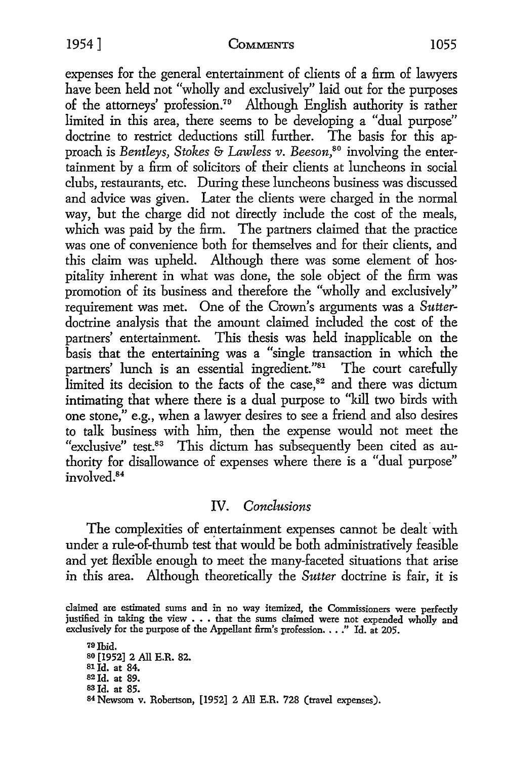expenses for the general entertainment of clients of a firm of lawyers have been held not "wholly and exclusively" laid out for the purposes of the attorneys' profession.[79] Although English authority is rather limited in this area, there seems to be developing a "dual purpose" doctrine to restrict deductions still further. The basis for this approach is *Bentleys, Stokes & Lawless v. Beeson*,[80] involving the entertainment by a firm of solicitors of their clients at luncheons in social clubs, restaurants, etc. During these luncheons business was discussed and advice was given. Later the clients were charged in the normal way, but the charge did not directly include the cost of the meals, which was paid by the firm. The partners claimed that the practice was one of convenience both for themselves and for their clients, and this claim was upheld. Although there was some element of hospitality inherent in what was done, the sole object of the firm was promotion of its business and therefore the "wholly and exclusively" requirement was met. One of the Crown's arguments was a *Sutter*-doctrine analysis that the amount claimed included the cost of the partners' entertainment. This thesis was held inapplicable on the basis that the entertaining was a "single transaction in which the partners' lunch is an essential ingredient."[81] The court carefully limited its decision to the facts of the case,[82] and there was dictum intimating that where there is a dual purpose to "kill two birds with one stone," e.g., when a lawyer desires to see a friend and also desires to talk business with him, then the expense would not meet the "exclusive" test.[83] This dictum has subsequently been cited as authority for disallowance of expenses where there is a "dual purpose" involved.[84]

## IV. *Conclusions*

The complexities of entertainment expenses cannot be dealt with under a rule-of-thumb test that would be both administratively feasible and yet flexible enough to meet the many-faceted situations that arise in this area. Although theoretically the *Sutter* doctrine is fair, it is

claimed are estimated sums and in no way itemized, the Commissioners were perfectly justified in taking the view . . . that the sums claimed were not expended wholly and exclusively for the purpose of the Appellant firm's profession. . . ." Id. at 205.

[79] Ibid.

[80] [1952] 2 All E.R. 82.

[81] Id. at 84.

[82] Id. at 89.

[83] Id. at 85.

[84] Newsom v. Robertson, [1952] 2 All E.R. 728 (travel expenses).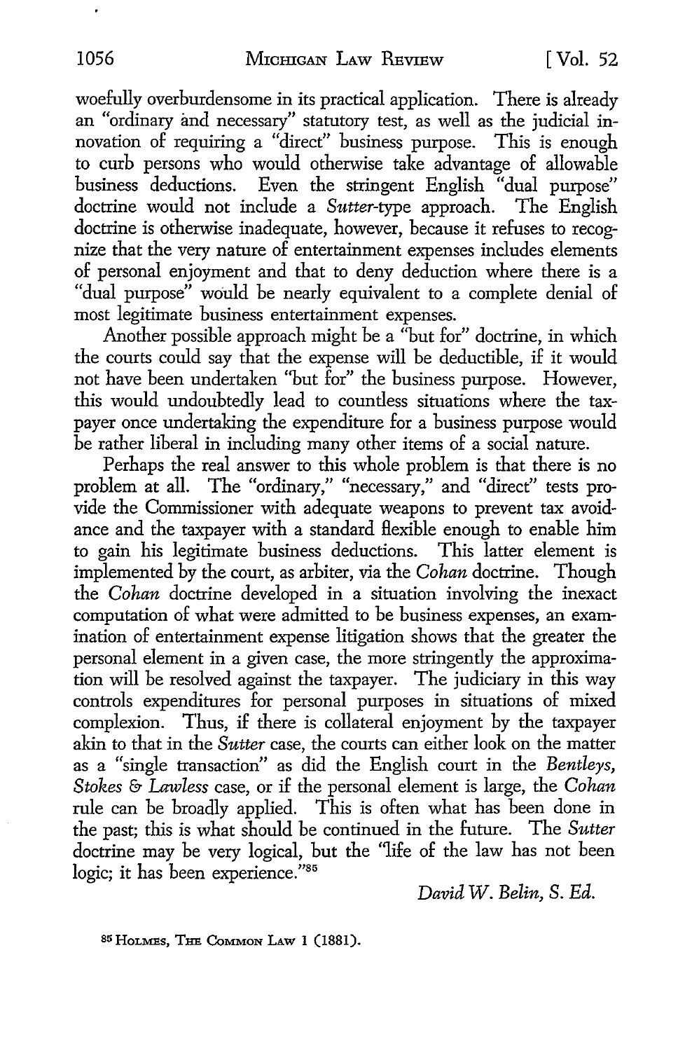woefully overburdensome in its practical application. There is already an "ordinary and necessary" statutory test, as well as the judicial innovation of requiring a "direct" business purpose. This is enough to curb persons who would otherwise take advantage of allowable business deductions. Even the stringent English "dual purpose" doctrine would not include a *Sutter*-type approach. The English doctrine is otherwise inadequate, however, because it refuses to recognize that the very nature of entertainment expenses includes elements of personal enjoyment and that to deny deduction where there is a "dual purpose" would be nearly equivalent to a complete denial of most legitimate business entertainment expenses.

Another possible approach might be a "but for" doctrine, in which the courts could say that the expense will be deductible, if it would not have been undertaken "but for" the business purpose. However, this would undoubtedly lead to countless situations where the taxpayer once undertaking the expenditure for a business purpose would be rather liberal in including many other items of a social nature.

Perhaps the real answer to this whole problem is that there is no problem at all. The "ordinary," "necessary," and "direct" tests provide the Commissioner with adequate weapons to prevent tax avoidance and the taxpayer with a standard flexible enough to enable him to gain his legitimate business deductions. This latter element is implemented by the court, as arbiter, via the *Cohan* doctrine. Though the *Cohan* doctrine developed in a situation involving the inexact computation of what were admitted to be business expenses, an examination of entertainment expense litigation shows that the greater the personal element in a given case, the more stringently the approximation will be resolved against the taxpayer. The judiciary in this way controls expenditures for personal purposes in situations of mixed complexion. Thus, if there is collateral enjoyment by the taxpayer akin to that in the *Sutter* case, the courts can either look on the matter as a "single transaction" as did the English court in the *Bentleys, Stokes & Lawless* case, or if the personal element is large, the *Cohan* rule can be broadly applied. This is often what has been done in the past; this is what should be continued in the future. The *Sutter* doctrine may be very logical, but the "life of the law has not been logic; it has been experience."[85]

*David W. Belin, S. Ed.*

[85] HOLMES, THE COMMON LAW 1 (1881).